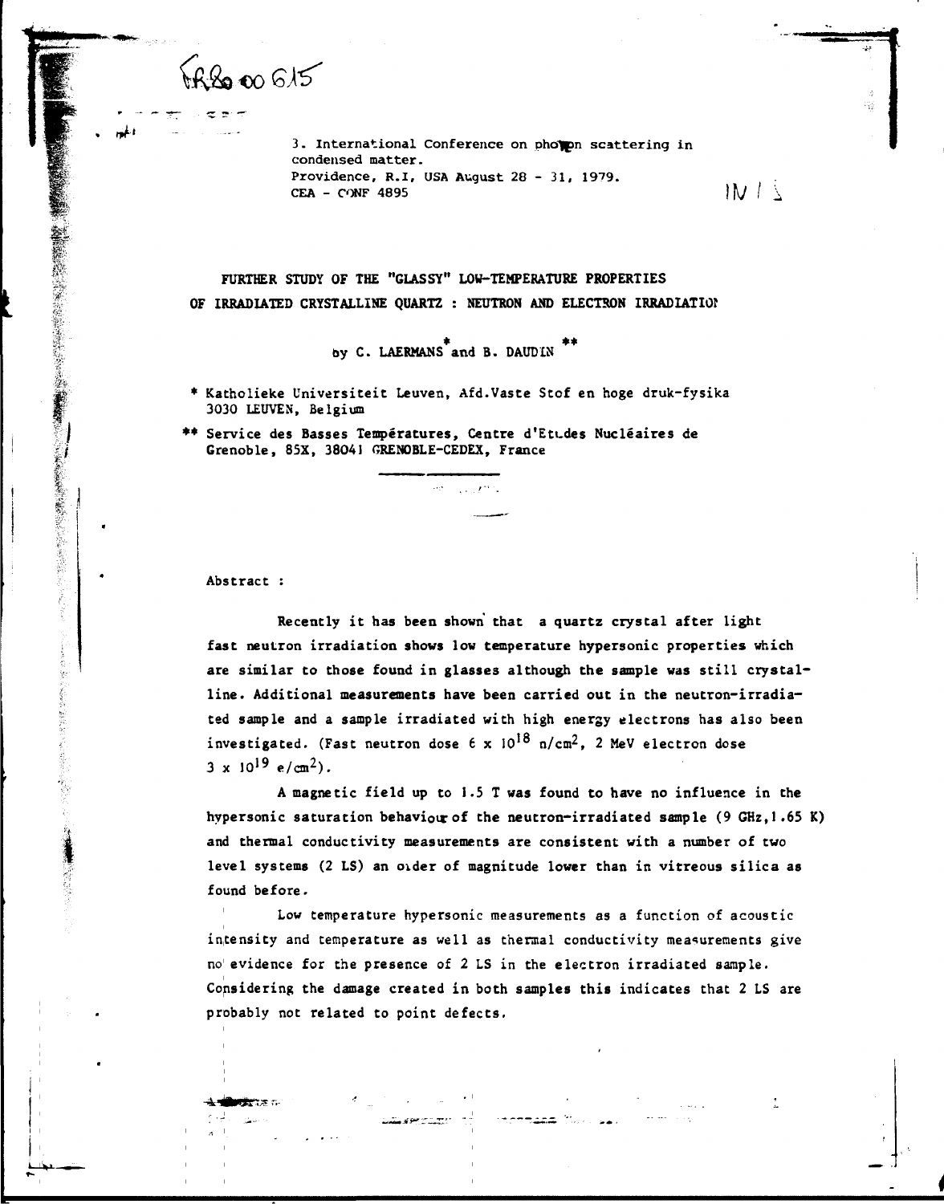FR8000615

3. International Conference on phonon scattering in condensed matter.
Providence, R.I, USA August 28 - 31, 1979.
CEA - CONF 4895

# FURTHER STUDY OF THE "GLASSY" LOW-TEMPERATURE PROPERTIES OF IRRADIATED CRYSTALLINE QUARTZ : NEUTRON AND ELECTRON IRRADIATION

by C. LAERMANS [*] and B. DAUDIN [**]

[*] Katholieke Universiteit Leuven, Afd.Vaste Stof en hoge druk-fysika 3030 LEUVEN, Belgium

[**] Service des Basses Températures, Centre d'Etudes Nucléaires de Grenoble, 85X, 38041 GRENOBLE-CEDEX, France

Abstract :

Recently it has been shown that a quartz crystal after light fast neutron irradiation shows low temperature hypersonic properties which are similar to those found in glasses although the sample was still crystalline. Additional measurements have been carried out in the neutron-irradiated sample and a sample irradiated with high energy electrons has also been investigated. (Fast neutron dose $6 \times 10^{18}$ n/cm$^2$, 2 MeV electron dose $3 \times 10^{19}$ e/cm$^2$).

A magnetic field up to 1.5 T was found to have no influence in the hypersonic saturation behaviour of the neutron-irradiated sample (9 GHz, 1.65 K) and thermal conductivity measurements are consistent with a number of two level systems (2 LS) an order of magnitude lower than in vitreous silica as found before.

Low temperature hypersonic measurements as a function of acoustic intensity and temperature as well as thermal conductivity measurements give no evidence for the presence of 2 LS in the electron irradiated sample. Considering the damage created in both samples this indicates that 2 LS are probably not related to point defects.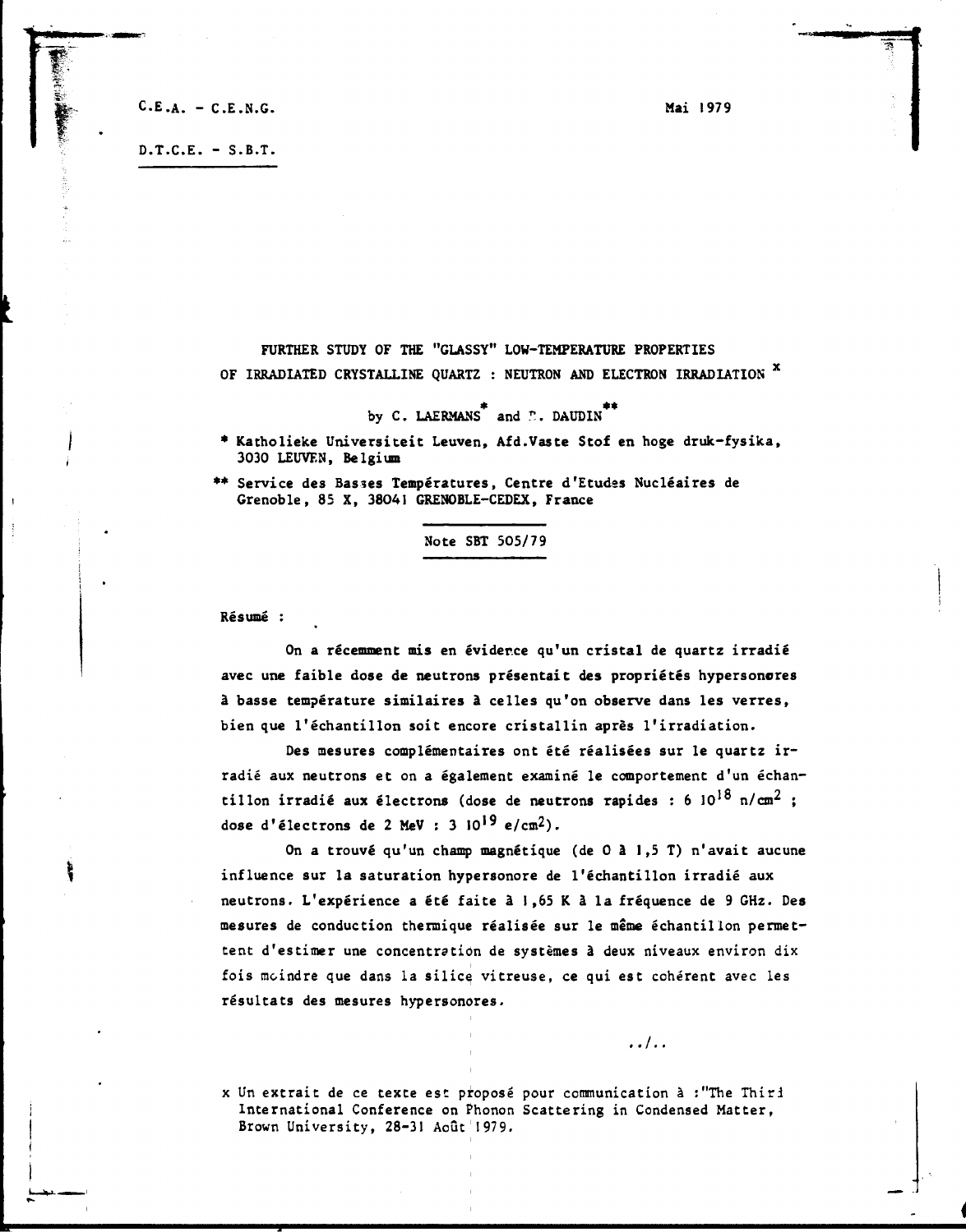C.E.A. - C.E.N.G.

D.T.C.E. - S.B.T.

Mai 1979

# FURTHER STUDY OF THE "GLASSY" LOW-TEMPERATURE PROPERTIES OF IRRADIATED CRYSTALLINE QUARTZ : NEUTRON AND ELECTRON IRRADIATION [x]

by C. LAERMANS* and P. DAUDIN**

\* Katholieke Universiteit Leuven, Afd.Vaste Stof en hoge druk-fysika, 3030 LEUVEN, Belgium

\*\* Service des Basses Températures, Centre d'Etudes Nucléaires de Grenoble, 85 X, 38041 GRENOBLE-CEDEX, France

Note SBT 505/79

**Résumé :**

On a récemment mis en évidence qu'un cristal de quartz irradié avec une faible dose de neutrons présentait des propriétés hypersonores à basse température similaires à celles qu'on observe dans les verres, bien que l'échantillon soit encore cristallin après l'irradiation.

Des mesures complémentaires ont été réalisées sur le quartz irradié aux neutrons et on a également examiné le comportement d'un échantillon irradié aux électrons (dose de neutrons rapides : $6\ 10^{18}\ n/cm^2$ ; dose d'électrons de 2 MeV : $3\ 10^{19}\ e/cm^2$).

On a trouvé qu'un champ magnétique (de 0 à 1,5 T) n'avait aucune influence sur la saturation hypersonore de l'échantillon irradié aux neutrons. L'expérience a été faite à 1,65 K à la fréquence de 9 GHz. Des mesures de conduction thermique réalisée sur le même échantillon permettent d'estimer une concentration de systèmes à deux niveaux environ dix fois moindre que dans la silice vitreuse, ce qui est cohérent avec les résultats des mesures hypersonores.

../..

x Un extrait de ce texte est proposé pour communication à :"The Third International Conference on Phonon Scattering in Condensed Matter, Brown University, 28-31 Août 1979.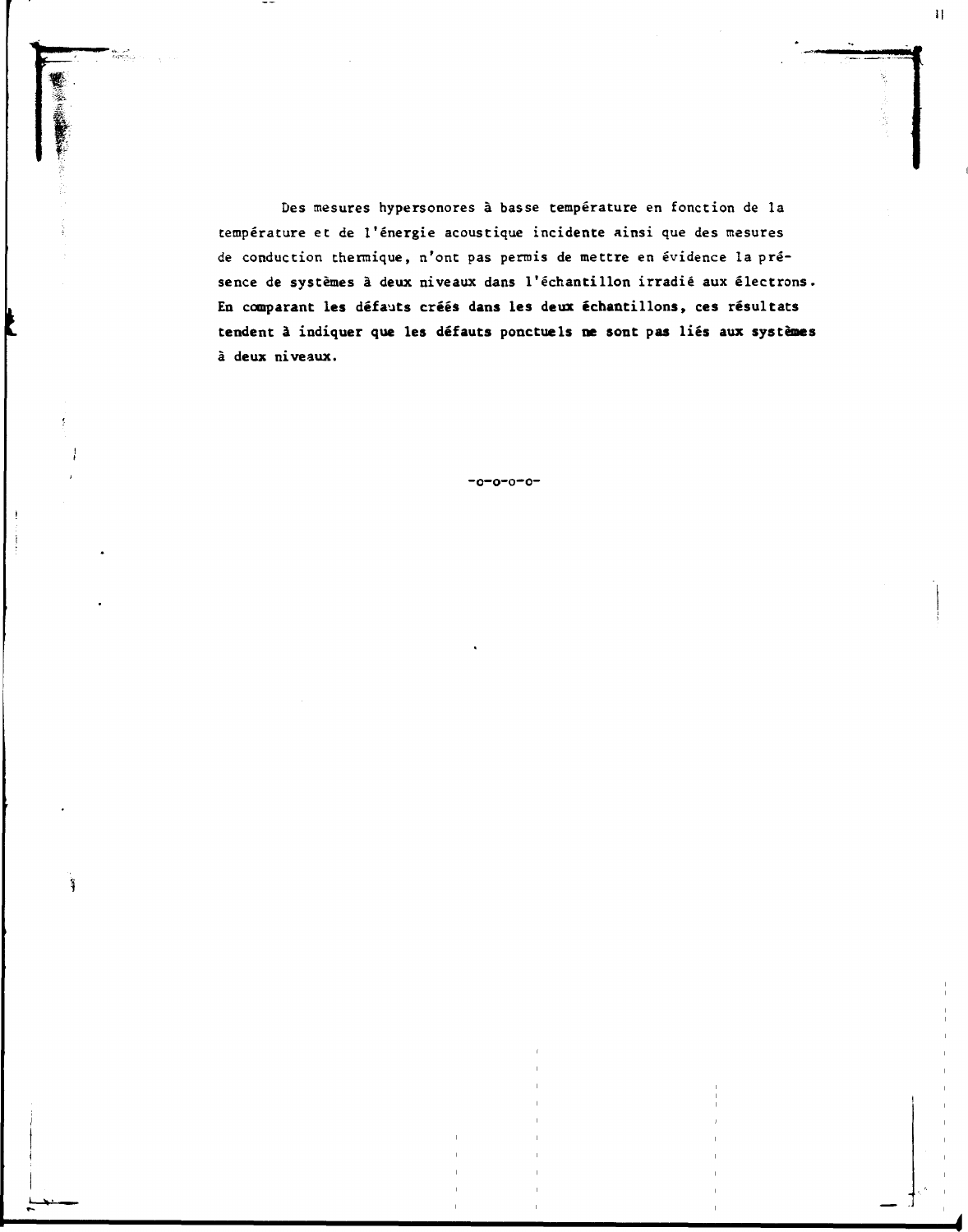Des mesures hypersonores à basse température en fonction de la température et de l'énergie acoustique incidente ainsi que des mesures de conduction thermique, n'ont pas permis de mettre en évidence la présence de systèmes à deux niveaux dans l'échantillon irradié aux électrons. **En comparant les défauts créés dans les deux échantillons, ces résultats tendent à indiquer que les défauts ponctuels ne sont pas liés aux systèmes à deux niveaux.**

-o-o-o-o-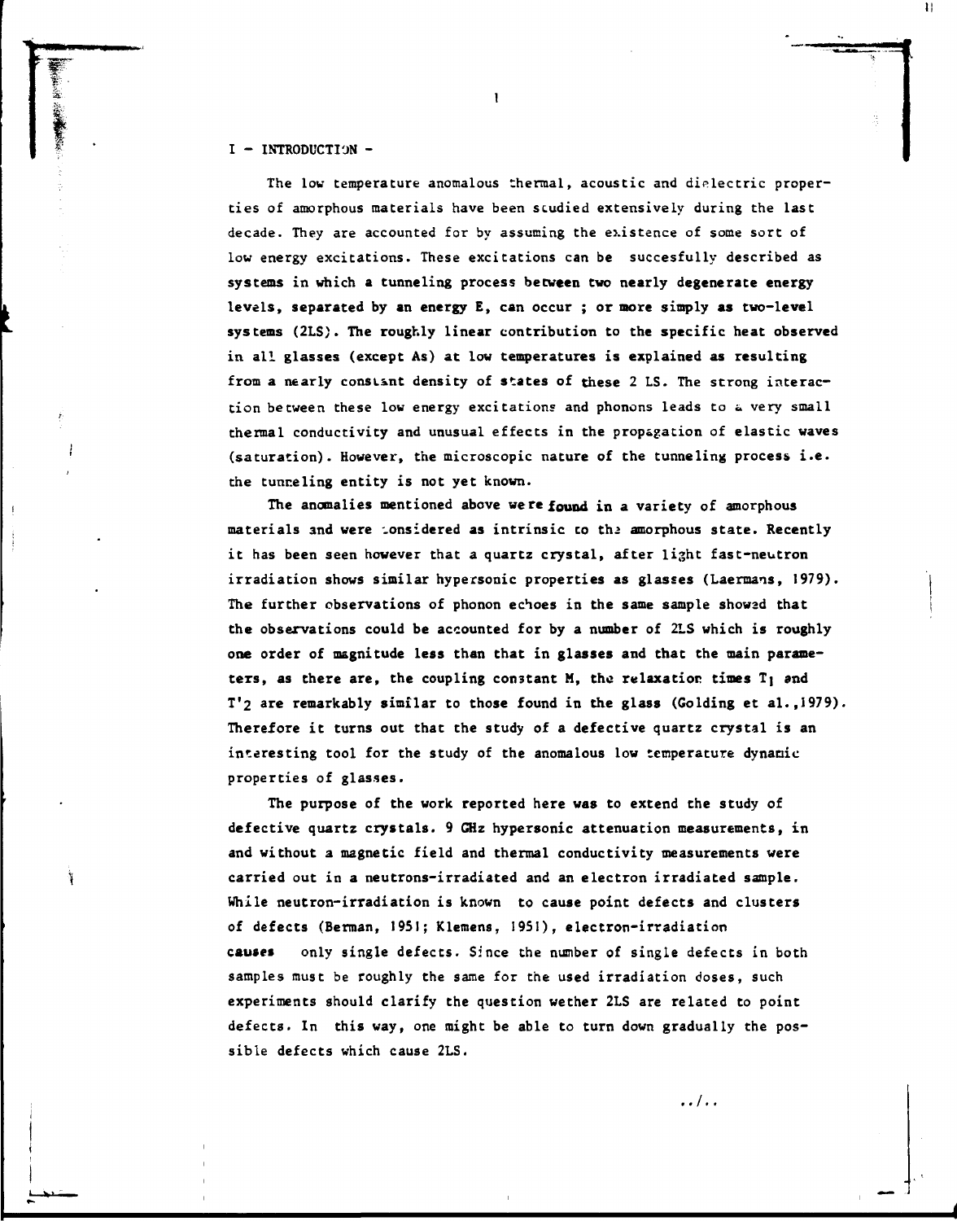# I – INTRODUCTION –

The low temperature anomalous thermal, acoustic and dielectric properties of amorphous materials have been studied extensively during the last decade. They are accounted for by assuming the existence of some sort of low energy excitations. These excitations can be succesfully described as systems in which a tunneling process between two nearly degenerate energy levels, separated by an energy E, can occur ; or more simply as two-level systems (2LS). The roughly linear contribution to the specific heat observed in all glasses (except As) at low temperatures is explained as resulting from a nearly constant density of states of these 2 LS. The strong interaction between these low energy excitations and phonons leads to a very small thermal conductivity and unusual effects in the propagation of elastic waves (saturation). However, the microscopic nature of the tunneling process i.e. the tunneling entity is not yet known.

The anomalies mentioned above were found in a variety of amorphous materials and were considered as intrinsic to the amorphous state. Recently it has been seen however that a quartz crystal, after light fast-neutron irradiation shows similar hypersonic properties as glasses (Laermans, 1979). The further observations of phonon echoes in the same sample showed that the observations could be accounted for by a number of 2LS which is roughly one order of magnitude less than that in glasses and that the main parameters, as there are, the coupling constant M, the relaxation times $T_1$ and $T'_2$ are remarkably similar to those found in the glass (Golding et al.,1979). Therefore it turns out that the study of a defective quartz crystal is an interesting tool for the study of the anomalous low temperature dynamic properties of glasses.

The purpose of the work reported here was to extend the study of defective quartz crystals. 9 GHz hypersonic attenuation measurements, in and without a magnetic field and thermal conductivity measurements were carried out in a neutrons-irradiated and an electron irradiated sample. While neutron-irradiation is known to cause point defects and clusters of defects (Berman, 1951; Klemens, 1951), electron-irradiation causes only single defects. Since the number of single defects in both samples must be roughly the same for the used irradiation doses, such experiments should clarify the question wether 2LS are related to point defects. In this way, one might be able to turn down gradually the possible defects which cause 2LS.

../..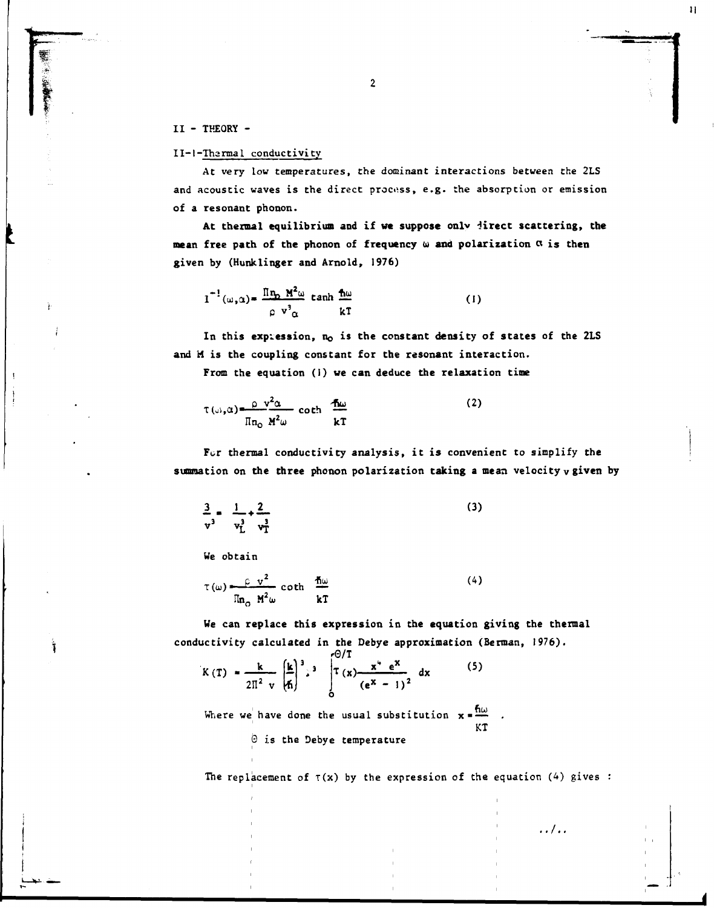## II - THEORY -

### II-1-Thermal conductivity

At very low temperatures, the dominant interactions between the 2LS and acoustic waves is the direct process, e.g. the absorption or emission of a resonant phonon.

At thermal equilibrium and if we suppose only direct scattering, the mean free path of the phonon of frequency $\omega$ and polarization $\alpha$ is then given by (Hunklinger and Arnold, 1976)

$$l^{-1}(\omega,\alpha) = \frac{\Pi n_o M^2 \omega}{\rho\, v_\alpha^3} \tanh \frac{\hbar\omega}{kT} \qquad (1)$$

In this expression, $n_o$ is the constant density of states of the 2LS and $M$ is the coupling constant for the resonant interaction.

From the equation (1) we can deduce the relaxation time

$$\tau(\omega,\alpha) = \frac{\rho\, v_\alpha^2}{\Pi n_o M^2 \omega} \coth \frac{\hbar\omega}{kT} \qquad (2)$$

For thermal conductivity analysis, it is convenient to simplify the summation on the three phonon polarization taking a mean velocity $v$ given by

$$\frac{3}{v^3} = \frac{1}{v_L^3} + \frac{2}{v_T^3} \qquad (3)$$

We obtain

$$\tau(\omega) = \frac{\rho\, v^2}{\Pi n_o M^2 \omega} \coth \frac{\hbar\omega}{kT} \qquad (4)$$

We can replace this expression in the equation giving the thermal conductivity calculated in the Debye approximation (Berman, 1976).

$$K(T) = \frac{k}{2\Pi^2 v} \left(\frac{k}{\hbar}\right)^3 T^3 \int_0^{\Theta/T} \tau(x) \frac{x^4\, e^x}{(e^x - 1)^2}\, dx \qquad (5)$$

Where we have done the usual substitution $x = \frac{\hbar\omega}{KT}$.

$\Theta$ is the Debye temperature

The replacement of $\tau(x)$ by the expression of the equation (4) gives :

../..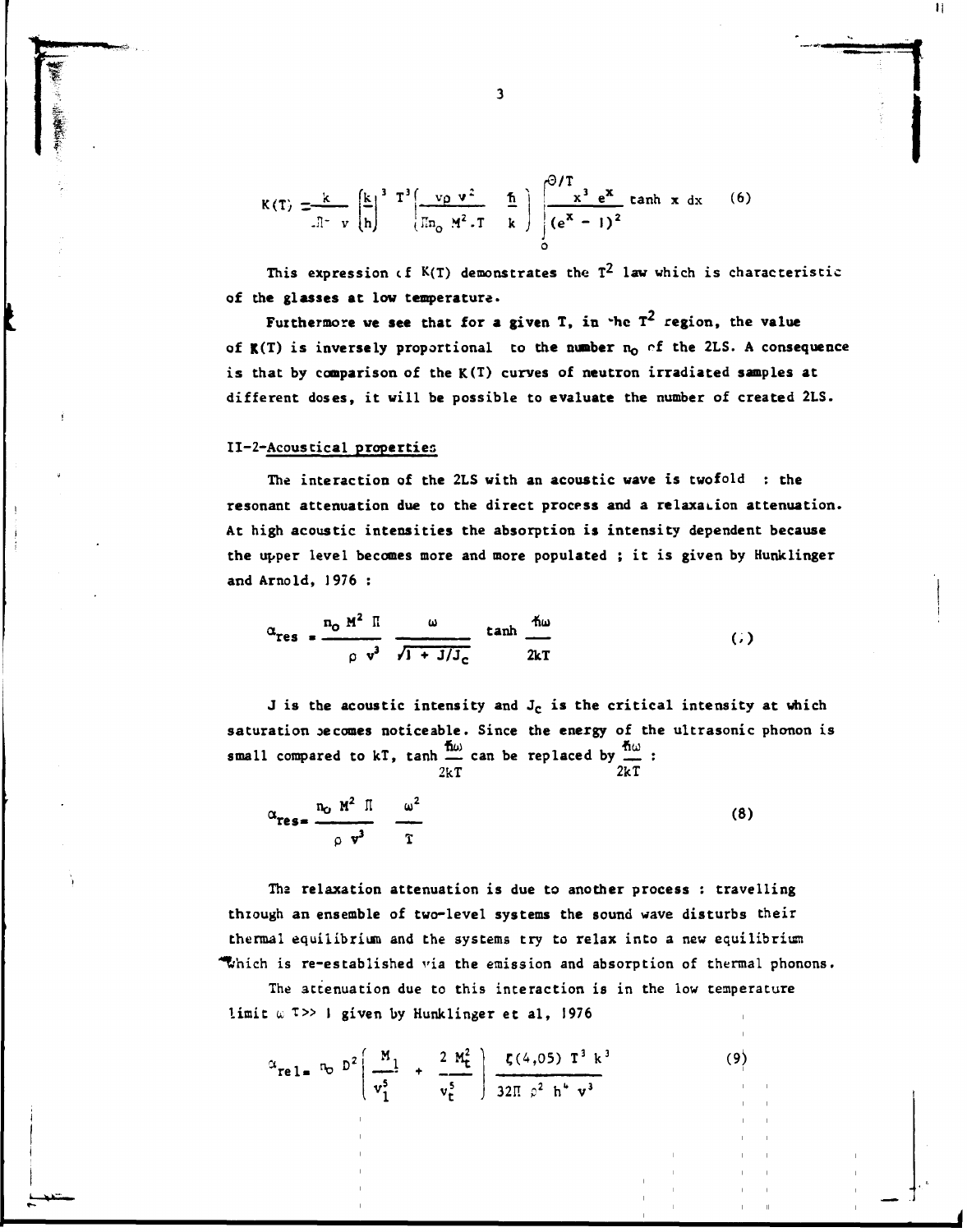$$K(T) = \frac{k}{\Pi\, v}\left(\frac{k}{h}\right)^3 T^3 \left(\frac{v\rho\, v^2}{\Pi n_o\, M^2 . T}\ \frac{\hbar}{k}\right) \int_0^{\Theta/T} \frac{x^3\, e^x}{(e^x - 1)^2} \tanh x \, dx \qquad (6)$$

This expression of $K(T)$ demonstrates the $T^2$ law which is characteristic of the glasses at low temperature.

Furthermore we see that for a given T, in the $T^2$ region, the value of $K(T)$ is inversely proportional to the number $n_o$ of the 2LS. A consequence is that by comparison of the $K(T)$ curves of neutron irradiated samples at different doses, it will be possible to evaluate the number of created 2LS.

## II-2-Acoustical properties

The interaction of the 2LS with an acoustic wave is twofold : the resonant attenuation due to the direct process and a relaxation attenuation. At high acoustic intensities the absorption is intensity dependent because the upper level becomes more and more populated ; it is given by Hunklinger and Arnold, 1976 :

$$\alpha_{res} = \frac{n_o\, M^2\, \Pi}{\rho\, v^3}\ \frac{\omega}{\sqrt{1 + J/J_c}}\ \tanh \frac{\hbar\omega}{2kT} \qquad (7)$$

J is the acoustic intensity and $J_c$ is the critical intensity at which saturation becomes noticeable. Since the energy of the ultrasonic phonon is small compared to kT, $\tanh \frac{\hbar\omega}{2kT}$ can be replaced by $\frac{\hbar\omega}{2kT}$ :

$$\alpha_{res} = \frac{n_o\, M^2\, \Pi}{\rho\, v^3}\ \frac{\omega^2}{T} \qquad (8)$$

The relaxation attenuation is due to another process : travelling through an ensemble of two-level systems the sound wave disturbs their thermal equilibrium and the systems try to relax into a new equilibrium which is re-established via the emission and absorption of thermal phonons.

The attenuation due to this interaction is in the low temperature limit $\omega\, \tau >> 1$ given by Hunklinger et al, 1976

$$\alpha_{rel} = n_o\, D^2 \left(\frac{M_1}{v_1^5} + \frac{2\, M_t^2}{v_t^5}\right) \frac{\zeta(4{,}05)\ T^3\, k^3}{32\Pi\, \rho^2\, h^4\, v^3} \qquad (9)$$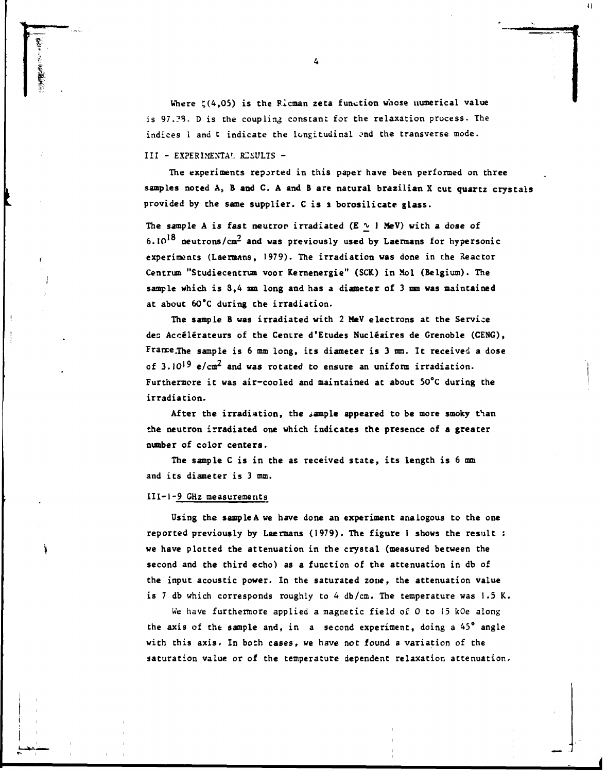Where $\zeta(4,05)$ is the Ricman zeta function whose numerical value is 97.38. D is the coupling constant for the relaxation process. The indices l and t indicate the longitudinal and the transverse mode.

## III - EXPERIMENTAL RESULTS -

The experiments reported in this paper have been performed on three samples noted A, B and C. A and B are natural brazilian X cut quartz crystals provided by the same supplier. C is a borosilicate glass.

The sample A is fast neutron irradiated ($E \simeq 1$ MeV) with a dose of $6.10^{18}$ neutrons/cm$^2$ and was previously used by Laermans for hypersonic experiments (Laermans, 1979). The irradiation was done in the Reactor Centrum "Studiecentrum voor Kernenergie" (SCK) in Mol (Belgium). The sample which is 8,4 mm long and has a diameter of 3 mm was maintained at about 60°C during the irradiation.

The sample B was irradiated with 2 MeV electrons at the Service des Accélérateurs of the Centre d'Etudes Nucléaires de Grenoble (CENG), France. The sample is 6 mm long, its diameter is 3 mm. It received a dose of $3.10^{19}$ e/cm$^2$ and was rotated to ensure an uniform irradiation. Furthermore it was air-cooled and maintained at about 50°C during the irradiation.

After the irradiation, the sample appeared to be more smoky than the neutron irradiated one which indicates the presence of a greater number of color centers.

The sample C is in the as received state, its length is 6 mm and its diameter is 3 mm.

### III-1-9 GHz measurements

Using the sample A we have done an experiment analogous to the one reported previously by Laermans (1979). The figure 1 shows the result : we have plotted the attenuation in the crystal (measured between the second and the third echo) as a function of the attenuation in db of the input acoustic power. In the saturated zone, the attenuation value is 7 db which corresponds roughly to 4 db/cm. The temperature was 1.5 K.

We have furthermore applied a magnetic field of 0 to 15 kOe along the axis of the sample and, in a second experiment, doing a 45° angle with this axis. In both cases, we have not found a variation of the saturation value or of the temperature dependent relaxation attenuation.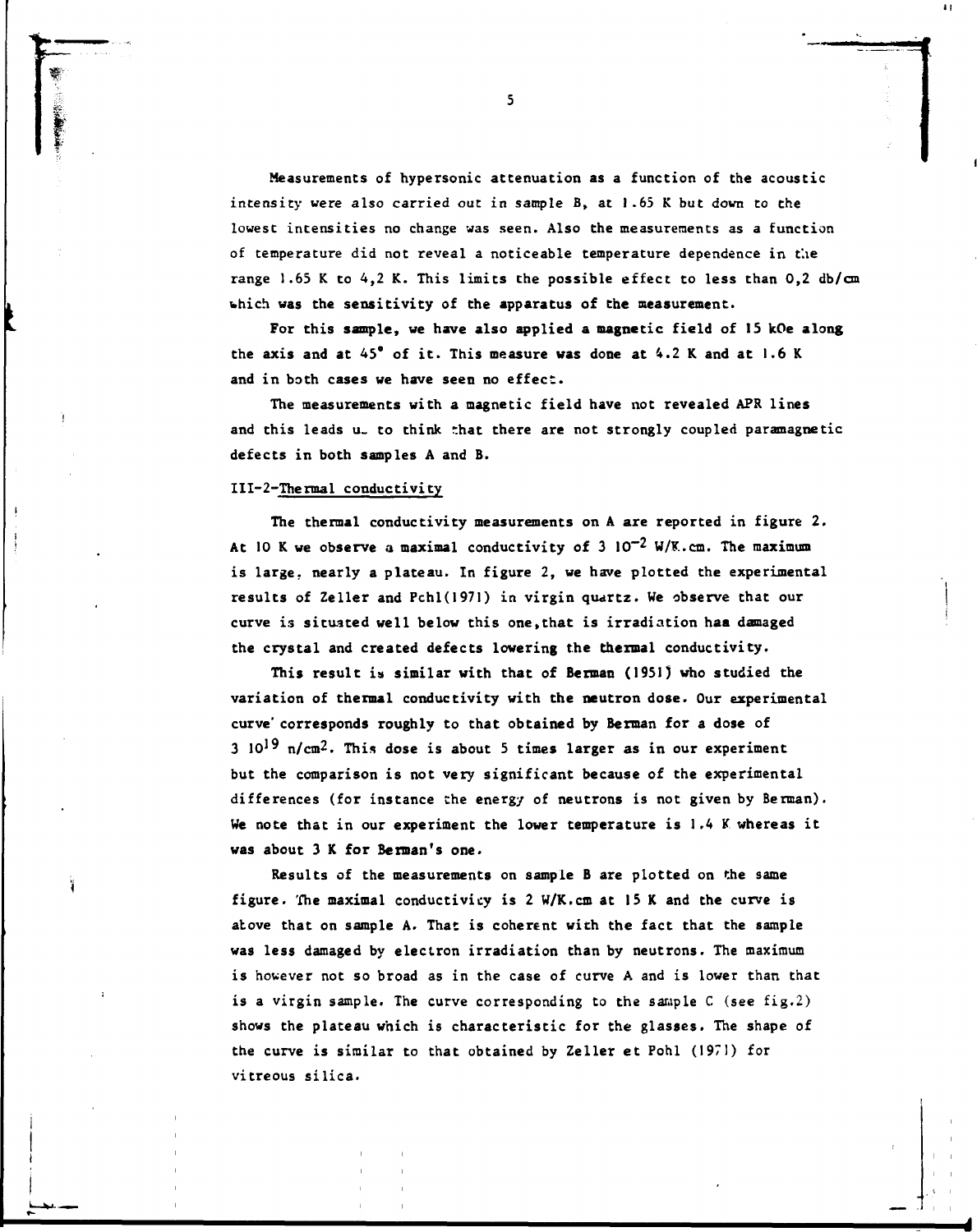Measurements of hypersonic attenuation as a function of the acoustic intensity were also carried out in sample B, at 1.65 K but down to the lowest intensities no change was seen. Also the measurements as a function of temperature did not reveal a noticeable temperature dependence in the range 1.65 K to 4,2 K. This limits the possible effect to less than 0,2 db/cm which was the sensitivity of the apparatus of the measurement.

For this sample, we have also applied a magnetic field of 15 kOe along the axis and at 45° of it. This measure was done at 4.2 K and at 1.6 K and in both cases we have seen no effect.

The measurements with a magnetic field have not revealed APR lines and this leads us to think that there are not strongly coupled paramagnetic defects in both samples A and B.

## III-2-Thermal conductivity

The thermal conductivity measurements on A are reported in figure 2. At 10 K we observe a maximal conductivity of $3\ 10^{-2}$ W/K.cm. The maximum is large, nearly a plateau. In figure 2, we have plotted the experimental results of Zeller and Pohl(1971) in virgin quartz. We observe that our curve is situated well below this one, that is irradiation has damaged the crystal and created defects lowering the thermal conductivity.

This result is similar with that of Berman (1951) who studied the variation of thermal conductivity with the neutron dose. Our experimental curve corresponds roughly to that obtained by Berman for a dose of $3\ 10^{19}$ n/cm$^2$. This dose is about 5 times larger as in our experiment but the comparison is not very significant because of the experimental differences (for instance the energy of neutrons is not given by Berman). We note that in our experiment the lower temperature is 1.4 K whereas it was about 3 K for Berman's one.

Results of the measurements on sample B are plotted on the same figure. The maximal conductivity is 2 W/K.cm at 15 K and the curve is above that on sample A. That is coherent with the fact that the sample was less damaged by electron irradiation than by neutrons. The maximum is however not so broad as in the case of curve A and is lower than that is a virgin sample. The curve corresponding to the sample C (see fig.2) shows the plateau which is characteristic for the glasses. The shape of the curve is similar to that obtained by Zeller et Pohl (1971) for vitreous silica.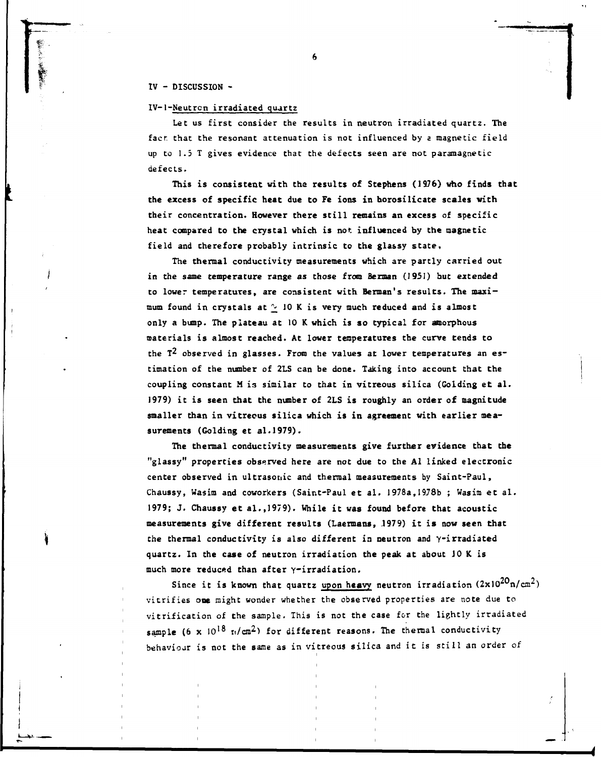## IV - DISCUSSION -

### IV-1-Neutron irradiated quartz

Let us first consider the results in neutron irradiated quartz. The fact that the resonant attenuation is not influenced by a magnetic field up to 1.5 T gives evidence that the defects seen are not paramagnetic defects.

This is consistent with the results of Stephens (1976) who finds that the excess of specific heat due to Fe ions in borosilicate scales with their concentration. However there still remains an excess of specific heat compared to the crystal which is not influenced by the magnetic field and therefore probably intrinsic to the glassy state.

The thermal conductivity measurements which are partly carried out in the same temperature range as those from Berman (1951) but extended to lower temperatures, are consistent with Berman's results. The maximum found in crystals at $\sim$ 10 K is very much reduced and is almost only a bump. The plateau at 10 K which is so typical for amorphous materials is almost reached. At lower temperatures the curve tends to the $T^2$ observed in glasses. From the values at lower temperatures an estimation of the number of 2LS can be done. Taking into account that the coupling constant M is similar to that in vitreous silica (Golding et al. 1979) it is seen that the number of 2LS is roughly an order of magnitude smaller than in vitreous silica which is in agreement with earlier measurements (Golding et al.1979).

The thermal conductivity measurements give further evidence that the "glassy" properties observed here are not due to the Al linked electronic center observed in ultrasonic and thermal measurements by Saint-Paul, Chaussy, Wasim and coworkers (Saint-Paul et al. 1978a,1978b ; Wasim et al. 1979; J. Chaussy et al.,1979). While it was found before that acoustic measurements give different results (Laermans, 1979) it is now seen that the thermal conductivity is also different in neutron and $\gamma$-irradiated quartz. In the case of neutron irradiation the peak at about 10 K is much more reduced than after $\gamma$-irradiation.

Since it is known that quartz upon heavy neutron irradiation ($2\times10^{20}$n/cm$^2$) vitrifies one might wonder whether the observed properties are note due to vitrification of the sample. This is not the case for the lightly irradiated sample ($6 \times 10^{18}$ n/cm$^2$) for different reasons. The thermal conductivity behaviour is not the same as in vitreous silica and it is still an order of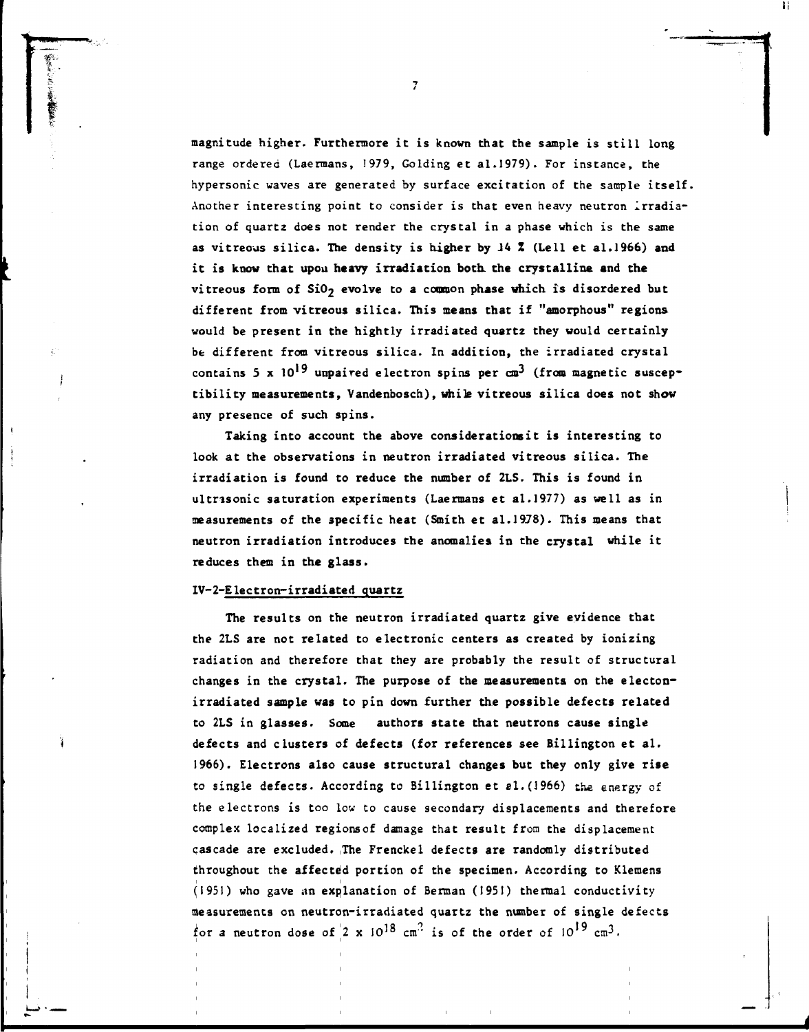magnitude higher. Furthermore it is known that the sample is still long range ordered (Laermans, 1979, Golding et al.1979). For instance, the hypersonic waves are generated by surface excitation of the sample itself. Another interesting point to consider is that even heavy neutron irradiation of quartz does not render the crystal in a phase which is the same as vitreous silica. The density is higher by 14 % (Lell et al.1966) and it is know that upon heavy irradiation both the crystalline and the vitreous form of $SiO_2$ evolve to a common phase which is disordered but different from vitreous silica. This means that if "amorphous" regions would be present in the hightly irradiated quartz they would certainly be different from vitreous silica. In addition, the irradiated crystal contains $5 \times 10^{19}$ unpaired electron spins per $cm^3$ (from magnetic susceptibility measurements, Vandenbosch), while vitreous silica does not show any presence of such spins.

Taking into account the above considerationsit is interesting to look at the observations in neutron irradiated vitreous silica. The irradiation is found to reduce the number of 2LS. This is found in ultrasonic saturation experiments (Laermans et al.1977) as well as in measurements of the specific heat (Smith et al.1978). This means that neutron irradiation introduces the anomalies in the crystal while it reduces them in the glass.

## IV-2-Electron-irradiated quartz

The results on the neutron irradiated quartz give evidence that the 2LS are not related to electronic centers as created by ionizing radiation and therefore that they are probably the result of structural changes in the crystal. The purpose of the measurements on the electon-irradiated sample was to pin down further the possible defects related to 2LS in glasses. Some authors state that neutrons cause single defects and clusters of defects (for references see Billington et al. 1966). Electrons also cause structural changes but they only give rise to single defects. According to Billington et al.(1966) the energy of the electrons is too low to cause secondary displacements and therefore complex localized regionsof damage that result from the displacement cascade are excluded. The Frenckel defects are randomly distributed throughout the affected portion of the specimen. According to Klemens (1951) who gave an explanation of Berman (1951) thermal conductivity measurements on neutron-irradiated quartz the number of single defects for a neutron dose of $2 \times 10^{18}$ $cm^{2}$ is of the order of $10^{19}$ $cm^3$.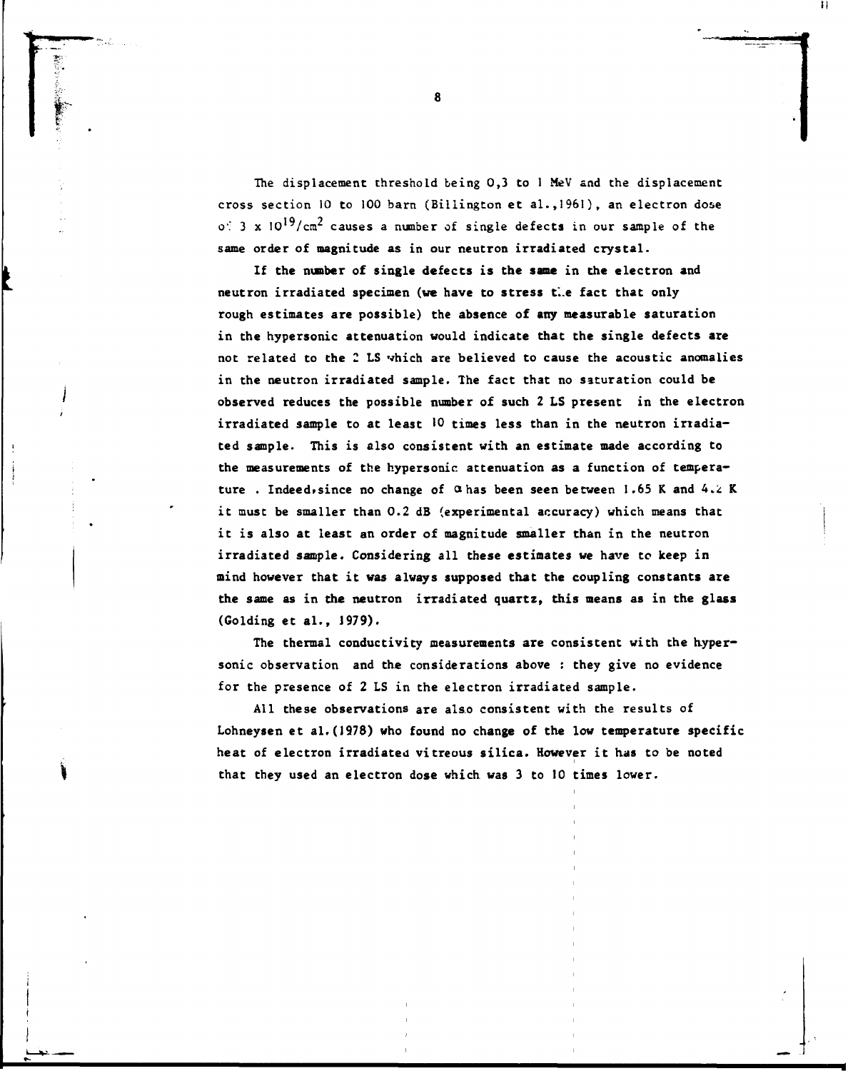The displacement threshold being 0,3 to 1 MeV and the displacement cross section 10 to 100 barn (Billington et al.,1961), an electron dose of $3 \times 10^{19}/\text{cm}^2$ causes a number of single defects in our sample of the same order of magnitude as in our neutron irradiated crystal.

If the number of single defects is the same in the electron and neutron irradiated specimen (we have to stress the fact that only rough estimates are possible) the absence of any measurable saturation in the hypersonic attenuation would indicate that the single defects are not related to the 2 LS which are believed to cause the acoustic anomalies in the neutron irradiated sample. The fact that no saturation could be observed reduces the possible number of such 2 LS present in the electron irradiated sample to at least 10 times less than in the neutron irradiated sample. This is also consistent with an estimate made according to the measurements of the hypersonic attenuation as a function of temperature . Indeed,since no change of $\alpha$ has been seen between 1.65 K and 4.2 K it must be smaller than 0.2 dB (experimental accuracy) which means that it is also at least an order of magnitude smaller than in the neutron irradiated sample. Considering all these estimates we have to keep in mind however that it was always supposed that the coupling constants are the same as in the neutron irradiated quartz, this means as in the glass (Golding et al., 1979).

The thermal conductivity measurements are consistent with the hypersonic observation and the considerations above : they give no evidence for the presence of 2 LS in the electron irradiated sample.

All these observations are also consistent with the results of Lohneysen et al.(1978) who found no change of the low temperature specific heat of electron irradiated vitreous silica. However it has to be noted that they used an electron dose which was 3 to 10 times lower.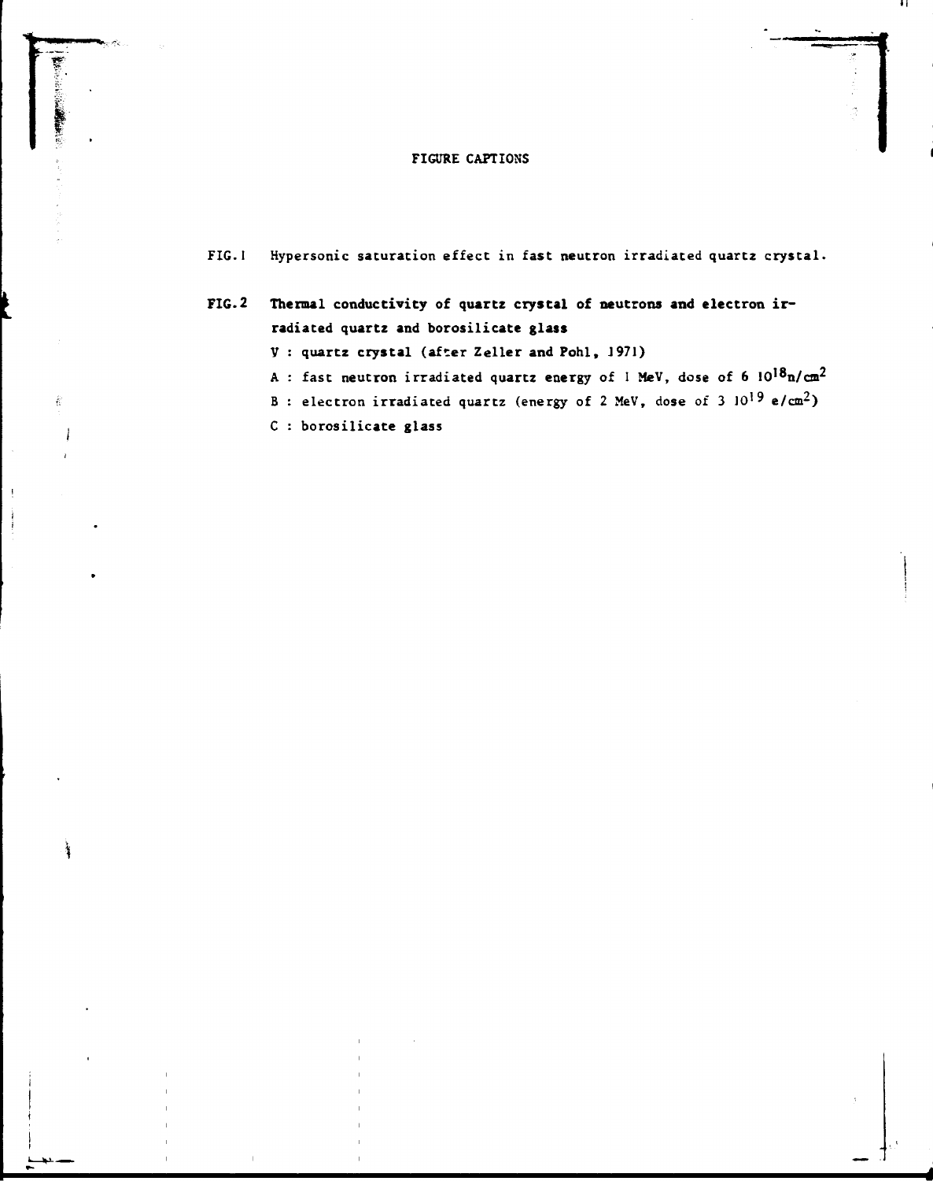# FIGURE CAPTIONS

FIG. 1 Hypersonic saturation effect in fast neutron irradiated quartz crystal.

FIG. 2 **Thermal conductivity of quartz crystal of neutrons and electron irradiated quartz and borosilicate glass**

**V : quartz crystal (after Zeller and Pohl, 1971)**

A : fast neutron irradiated quartz energy of 1 MeV, dose of 6 $10^{18}$n/cm$^2$

B : electron irradiated quartz (energy of 2 MeV, dose of 3 $10^{19}$ e/cm$^2$)

C : borosilicate glass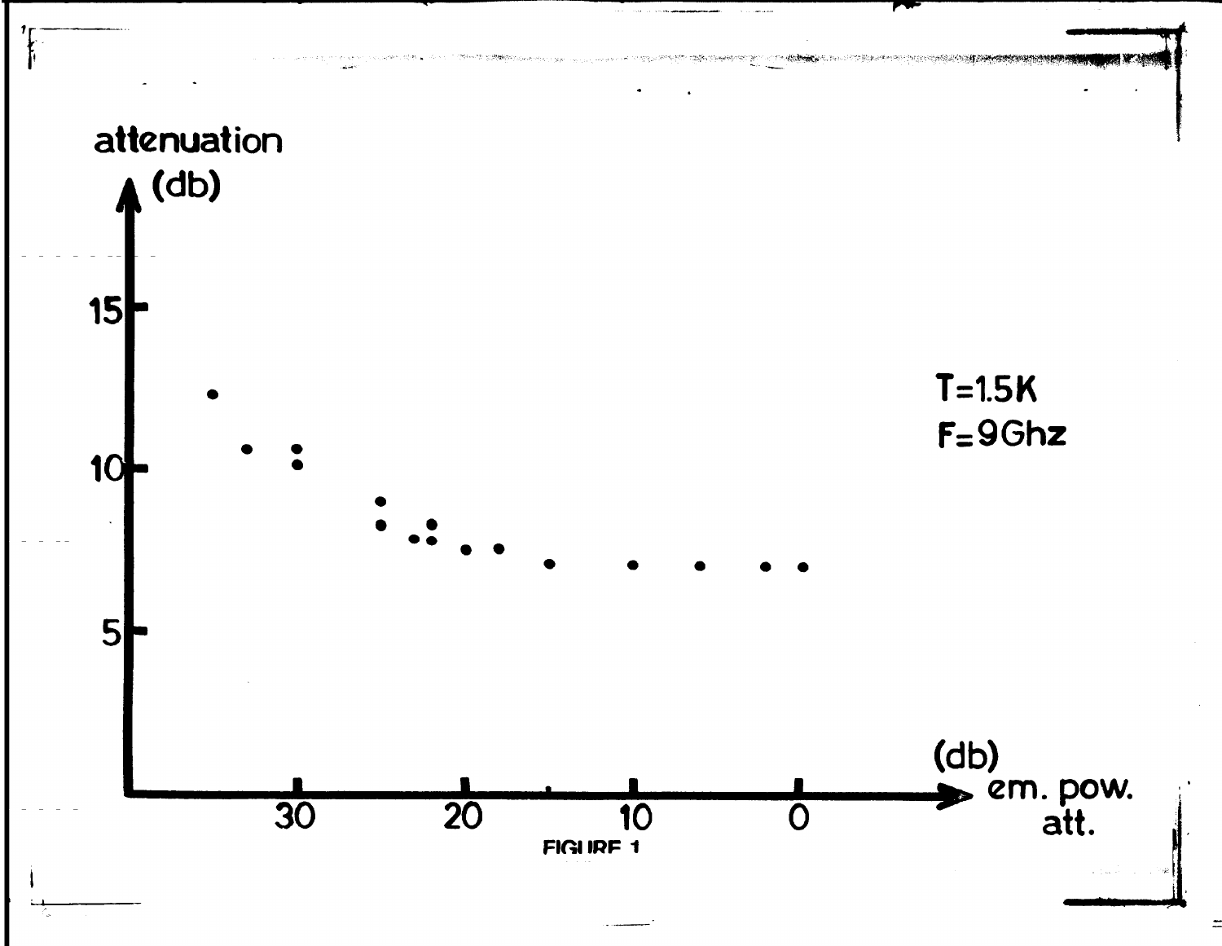attenuation (db)

15

10

5

T=1.5K
F=9Ghz

(db)
em. pow. att.

30 20 10 0

FIGURE 1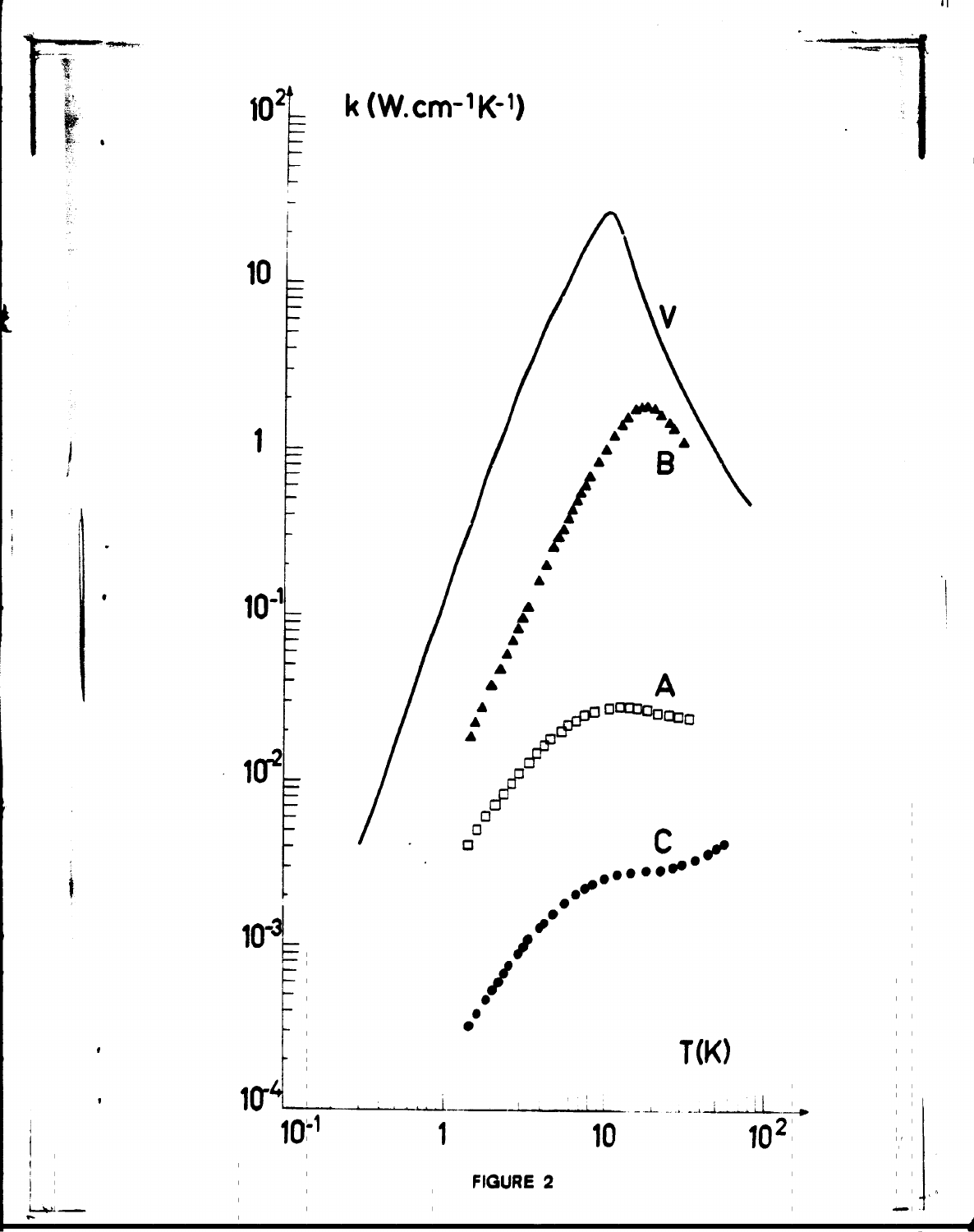FIGURE 2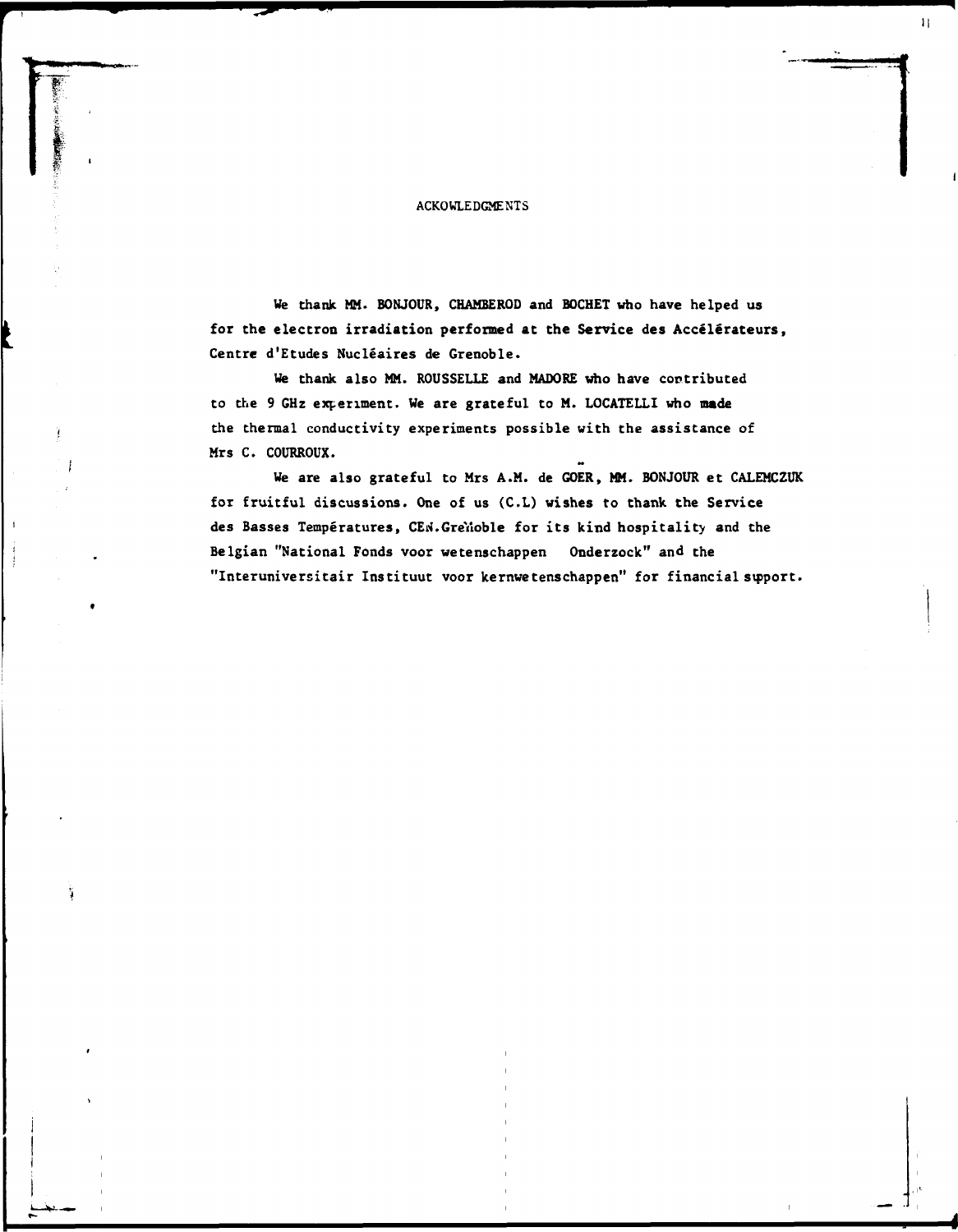## ACKOWLEDGMENTS

We thank MM. BONJOUR, CHAMBEROD and BOCHET who have helped us for the electron irradiation performed at the Service des Accélérateurs, Centre d'Etudes Nucléaires de Grenoble.

We thank also MM. ROUSSELLE and MADORE who have contributed to the 9 GHz experiment. We are grateful to M. LOCATELLI who made the thermal conductivity experiments possible with the assistance of Mrs C. COURROUX.

We are also grateful to Mrs A.M. de GOER, MM. BONJOUR et CALEMCZUK for fruitful discussions. One of us (C.L) wishes to thank the Service des Basses Températures, CEN.Grenoble for its kind hospitality and the Belgian "National Fonds voor wetenschappen Onderzock" and the "Interuniversitair Instituut voor kernwetenschappen" for financial support.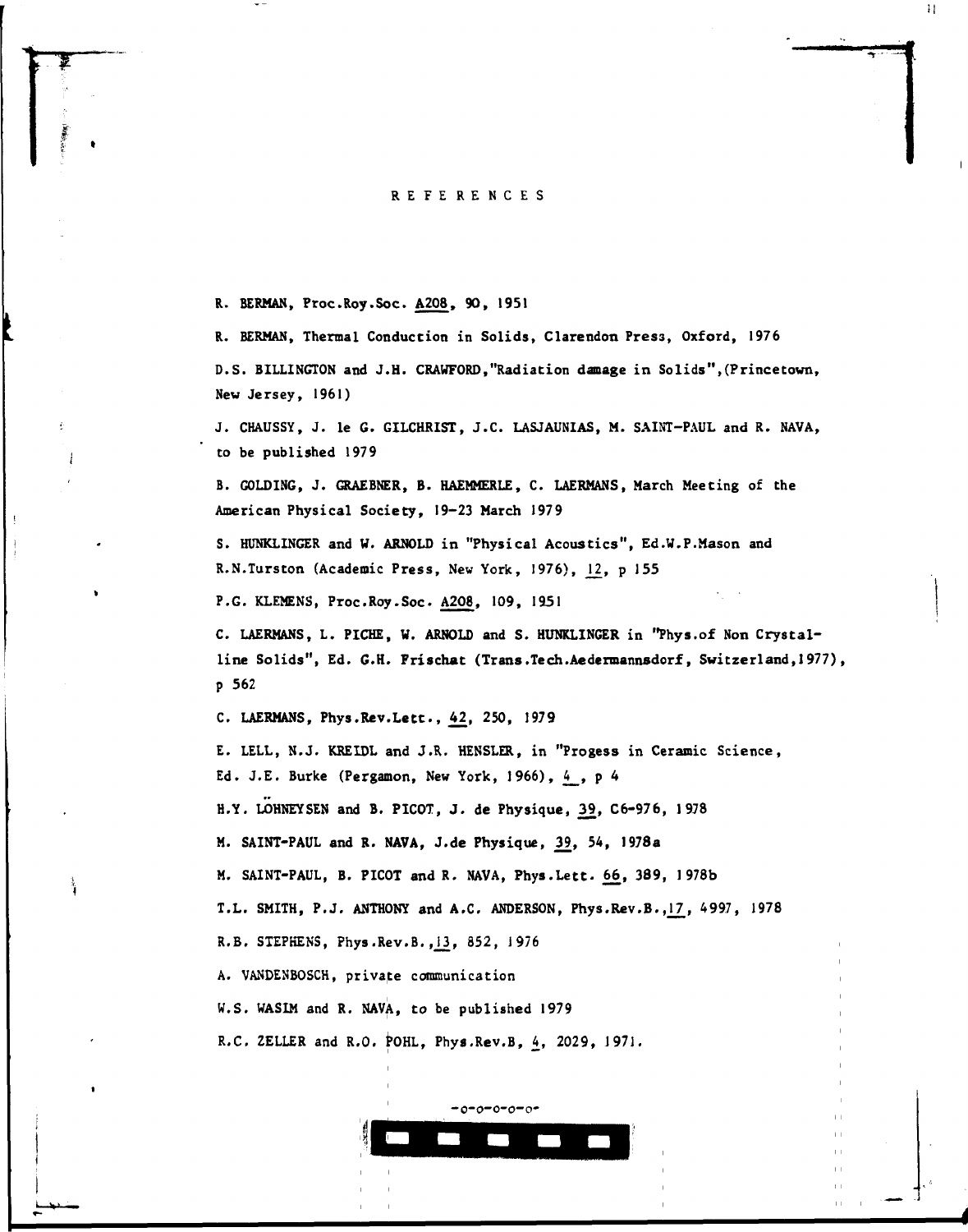# REFERENCES

R. BERMAN, Proc.Roy.Soc. A208, 90, 1951

R. BERMAN, Thermal Conduction in Solids, Clarendon Press, Oxford, 1976

D.S. BILLINGTON and J.H. CRAWFORD,"Radiation damage in Solids",(Princetown, New Jersey, 1961)

J. CHAUSSY, J. le G. GILCHRIST, J.C. LASJAUNIAS, M. SAINT-PAUL and R. NAVA, to be published 1979

B. GOLDING, J. GRAEBNER, B. HAEMMERLE, C. LAERMANS, March Meeting of the American Physical Society, 19-23 March 1979

S. HUNKLINGER and W. ARNOLD in "Physical Acoustics", Ed.W.P.Mason and R.N.Turston (Academic Press, New York, 1976), 12, p 155

P.G. KLEMENS, Proc.Roy.Soc. A208, 109, 1951

C. LAERMANS, L. PICHE, W. ARNOLD and S. HUNKLINGER in "Phys.of Non Crystalline Solids", Ed. G.H. Frischat (Trans.Tech.Aedermannsdorf, Switzerland,1977), p 562

C. LAERMANS, Phys.Rev.Lett., 42, 250, 1979

E. LELL, N.J. KREIDL and J.R. HENSLER, in "Progess in Ceramic Science, Ed. J.E. Burke (Pergamon, New York, 1966), 4 , p 4

H.Y. LÖHNEYSEN and B. PICOT, J. de Physique, 39, C6-976, 1978

M. SAINT-PAUL and R. NAVA, J.de Physique, 39, 54, 1978a

M. SAINT-PAUL, B. PICOT and R. NAVA, Phys.Lett. 66, 389, 1978b

T.L. SMITH, P.J. ANTHONY and A.C. ANDERSON, Phys.Rev.B.,17, 4997, 1978

R.B. STEPHENS, Phys.Rev.B.,13, 852, 1976

A. VANDENBOSCH, private communication

W.S. WASIM and R. NAVA, to be published 1979

R.C. ZELLER and R.O. POHL, Phys.Rev.B, 4, 2029, 1971.

-o-o-o-o-o-